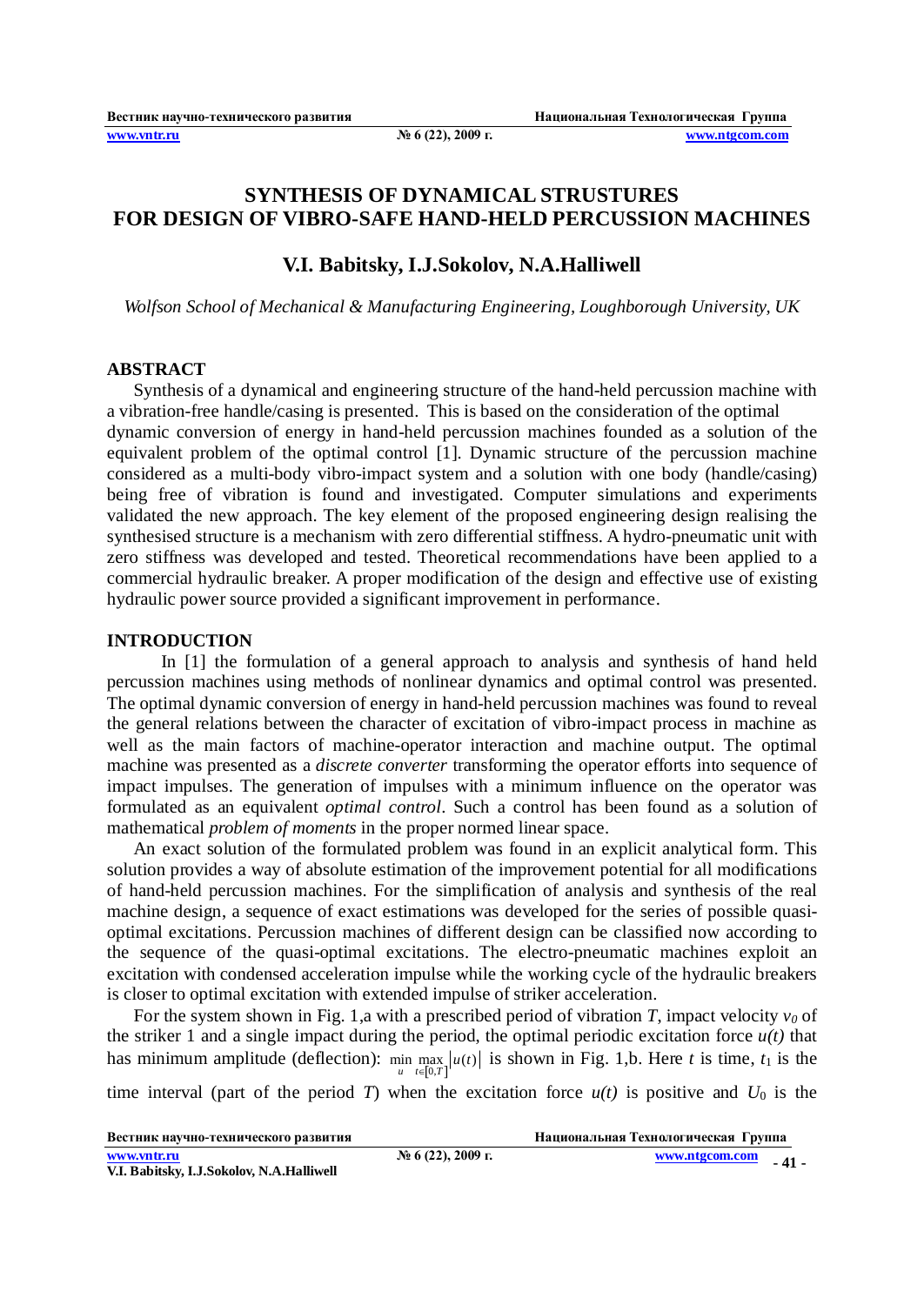# SYNTHESIS OF DYNAMICAL STRUSTURES FOR DESIGN OF VIBRO-SAFE HAND-HELD PERCUSSION MACHINES

## V.I. Babitsky, I.J.Sokolov, N.A.Halliwell

*Wolfson School of Mechanical & Manufacturing Engineering, Loughborough University, UK*

### ABSTRACT

Synthesis of a dynamical and engineering structure of the hand-held percussion machine with a vibration-free handle/casing is presented. This is based on the consideration of the optimal dynamic conversion of energy in hand-held percussion machines founded as a solution of the equivalent problem of the optimal control [1]. Dynamic structure of the percussion machine considered as a multi-body vibro-impact system and a solution with one body (handle/casing) being free of vibration is found and investigated. Computer simulations and experiments validated the new approach. The key element of the proposed engineering design realising the synthesised structure is a mechanism with zero differential stiffness. A hydro-pneumatic unit with zero stiffness was developed and tested. Theoretical recommendations have been applied to a commercial hydraulic breaker. A proper modification of the design and effective use of existing hydraulic power source provided a significant improvement in performance.

### INTRODUCTION

In [1] the formulation of a general approach to analysis and synthesis of hand held percussion machines using methods of nonlinear dynamics and optimal control was presented. The optimal dynamic conversion of energy in hand-held percussion machines was found to reveal the general relations between the character of excitation of vibro-impact process in machine as well as the main factors of machine-operator interaction and machine output. The optimal machine was presented as a *discrete converter* transforming the operator efforts into sequence of impact impulses. The generation of impulses with a minimum influence on the operator was formulated as an equivalent *optimal control*. Such a control has been found as a solution of mathematical *problem of moments* in the proper normed linear space.

An exact solution of the formulated problem was found in an explicit analytical form. This solution provides a way of absolute estimation of the improvement potential for all modifications of hand-held percussion machines. For the simplification of analysis and synthesis of the real machine design, a sequence of exact estimations was developed for the series of possible quasi-optimal excitations. Percussion machines of different design can be classified now according to the sequence of the quasi-optimal excitations. The electro-pneumatic machines exploit an excitation with condensed acceleration impulse while the working cycle of the hydraulic breakers is closer to optimal excitation with extended impulse of striker acceleration.

For the system shown in Fig. 1,a with a prescribed period of vibration $T$, impact velocity $v_0$ of the striker 1 and a single impact during the period, the optimal periodic excitation force $u(t)$ that has minimum amplitude (deflection): $\min\limits_{u} \max\limits_{t\in[0,T]} |u(t)|$ is shown in Fig. 1,b. Here $t$ is time, $t_1$ is the time interval (part of the period $T$) when the excitation force $u(t)$ is positive and $U_0$ is the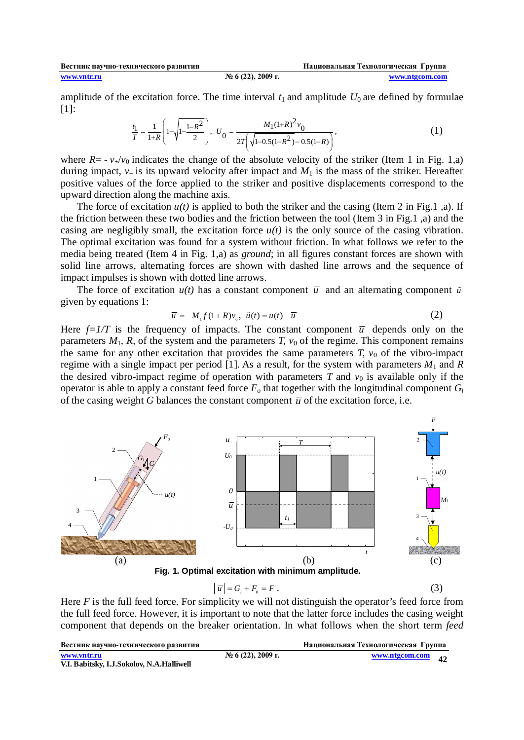amplitude of the excitation force. The time interval $t_1$ and amplitude $U_0$ are defined by formulae [1]:

$$\frac{t_1}{T} = \frac{1}{1+R}\left(1-\sqrt{1-\frac{1-R^2}{2}}\right),\ U_0 = \frac{M_1(1+R)^2 v_0}{2T\left(\sqrt{1-0.5(1-R^2)}-0.5(1-R)\right)}, \tag{1}$$

where $R= - v_+/v_0$ indicates the change of the absolute velocity of the striker (Item 1 in Fig. 1,a) during impact, $v_+$ is its upward velocity after impact and $M_1$ is the mass of the striker. Hereafter positive values of the force applied to the striker and positive displacements correspond to the upward direction along the machine axis.

The force of excitation *u(t)* is applied to both the striker and the casing (Item 2 in Fig.1 ,a). If the friction between these two bodies and the friction between the tool (Item 3 in Fig.1 ,a) and the casing are negligibly small, the excitation force *u(t)* is the only source of the casing vibration. The optimal excitation was found for a system without friction. In what follows we refer to the media being treated (Item 4 in Fig. 1,a) as *ground*; in all figures constant forces are shown with solid line arrows, alternating forces are shown with dashed line arrows and the sequence of impact impulses is shown with dotted line arrows.

The force of excitation *u(t)* has a constant component $\bar{u}$ and an alternating component $\tilde{u}$ given by equations 1:

$$\bar{u} = -M_1 f(1+R)v_0,\ \ \tilde{u}(t) = u(t) - \bar{u} \tag{2}$$

Here $f=1/T$ is the frequency of impacts. The constant component $\bar{u}$ depends only on the parameters $M_1$, $R$, of the system and the parameters $T$, $v_0$ of the regime. This component remains the same for any other excitation that provides the same parameters $T$, $v_0$ of the vibro-impact regime with a single impact per period [1]. As a result, for the system with parameters $M_1$ and $R$ the desired vibro-impact regime of operation with parameters $T$ and $v_0$ is available only if the operator is able to apply a constant feed force $F_o$ that together with the longitudinal component $G_l$ of the casing weight $G$ balances the constant component $\bar{u}$ of the excitation force, i.e.

(a) (b) (c)

**Fig. 1. Optimal excitation with minimum amplitude.**

$$\left|\bar{u}\right| = G_l + F_0 = F\,. \tag{3}$$

Here $F$ is the full feed force. For simplicity we will not distinguish the operator's feed force from the full feed force. However, it is important to note that the latter force includes the casing weight component that depends on the breaker orientation. In what follows when the short term *feed*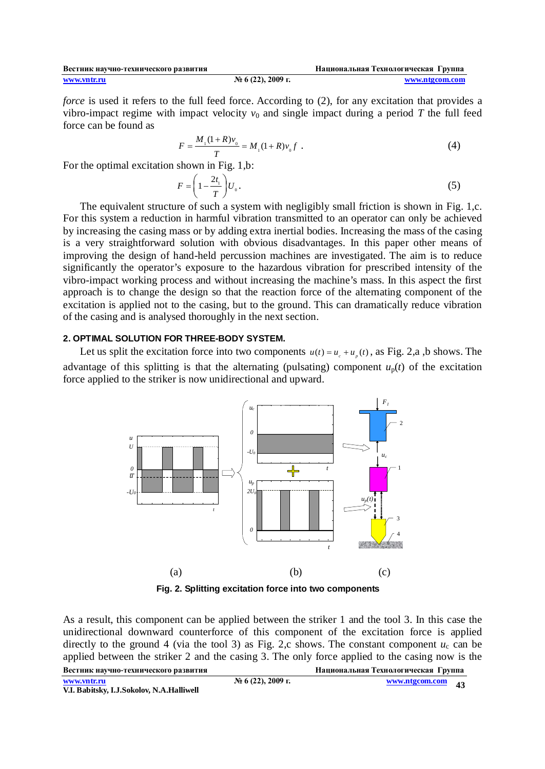*force* is used it refers to the full feed force. According to (2), for any excitation that provides a vibro-impact regime with impact velocity $v_0$ and single impact during a period $T$ the full feed force can be found as

$$F = \frac{M_1(1+R)v_0}{T} = M_1(1+R)v_0 f \ . \tag{4}$$

For the optimal excitation shown in Fig. 1,b:

$$F = \left(1 - \frac{2t_1}{T}\right)U_0 . \tag{5}$$

The equivalent structure of such a system with negligibly small friction is shown in Fig. 1,c. For this system a reduction in harmful vibration transmitted to an operator can only be achieved by increasing the casing mass or by adding extra inertial bodies. Increasing the mass of the casing is a very straightforward solution with obvious disadvantages. In this paper other means of improving the design of hand-held percussion machines are investigated. The aim is to reduce significantly the operator's exposure to the hazardous vibration for prescribed intensity of the vibro-impact working process and without increasing the machine's mass. In this aspect the first approach is to change the design so that the reaction force of the alternating component of the excitation is applied not to the casing, but to the ground. This can dramatically reduce vibration of the casing and is analysed thoroughly in the next section.

## 2. OPTIMAL SOLUTION FOR THREE-BODY SYSTEM.

Let us split the excitation force into two components $u(t) = u_c + u_p(t)$, as Fig. 2,a ,b shows. The advantage of this splitting is that the alternating (pulsating) component $u_p(t)$ of the excitation force applied to the striker is now unidirectional and upward.

**Fig. 2. Splitting excitation force into two components**

As a result, this component can be applied between the striker 1 and the tool 3. In this case the unidirectional downward counterforce of this component of the excitation force is applied directly to the ground 4 (via the tool 3) as Fig. 2,c shows. The constant component $u_c$ can be applied between the striker 2 and the casing 3. The only force applied to the casing now is the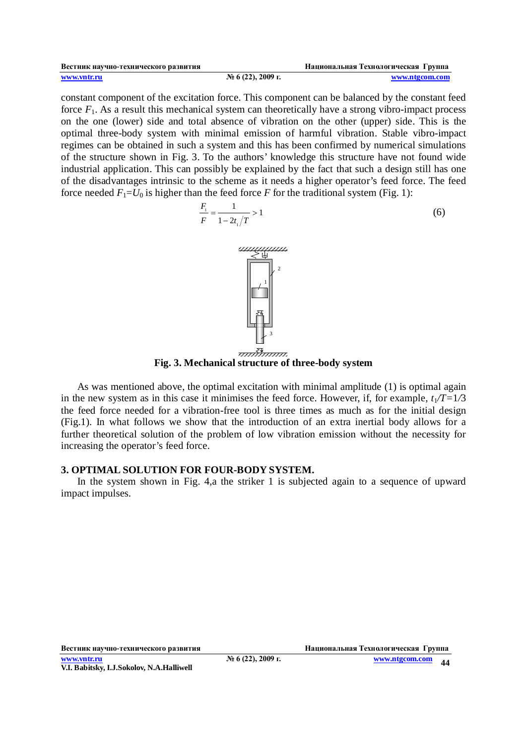constant component of the excitation force. This component can be balanced by the constant feed force $F_1$. As a result this mechanical system can theoretically have a strong vibro-impact process on the one (lower) side and total absence of vibration on the other (upper) side. This is the optimal three-body system with minimal emission of harmful vibration. Stable vibro-impact regimes can be obtained in such a system and this has been confirmed by numerical simulations of the structure shown in Fig. 3. To the authors' knowledge this structure have not found wide industrial application. This can possibly be explained by the fact that such a design still has one of the disadvantages intrinsic to the scheme as it needs a higher operator's feed force. The feed force needed $F_1=U_0$ is higher than the feed force $F$ for the traditional system (Fig. 1):

$$\frac{F_1}{F} = \frac{1}{1-2t_1/T} > 1 \tag{6}$$

**Fig. 3. Mechanical structure of three-body system**

As was mentioned above, the optimal excitation with minimal amplitude (1) is optimal again in the new system as in this case it minimises the feed force. However, if, for example, $t_1/T=1/3$ the feed force needed for a vibration-free tool is three times as much as for the initial design (Fig.1). In what follows we show that the introduction of an extra inertial body allows for a further theoretical solution of the problem of low vibration emission without the necessity for increasing the operator's feed force.

## 3. OPTIMAL SOLUTION FOR FOUR-BODY SYSTEM.

In the system shown in Fig. 4,a the striker 1 is subjected again to a sequence of upward impact impulses.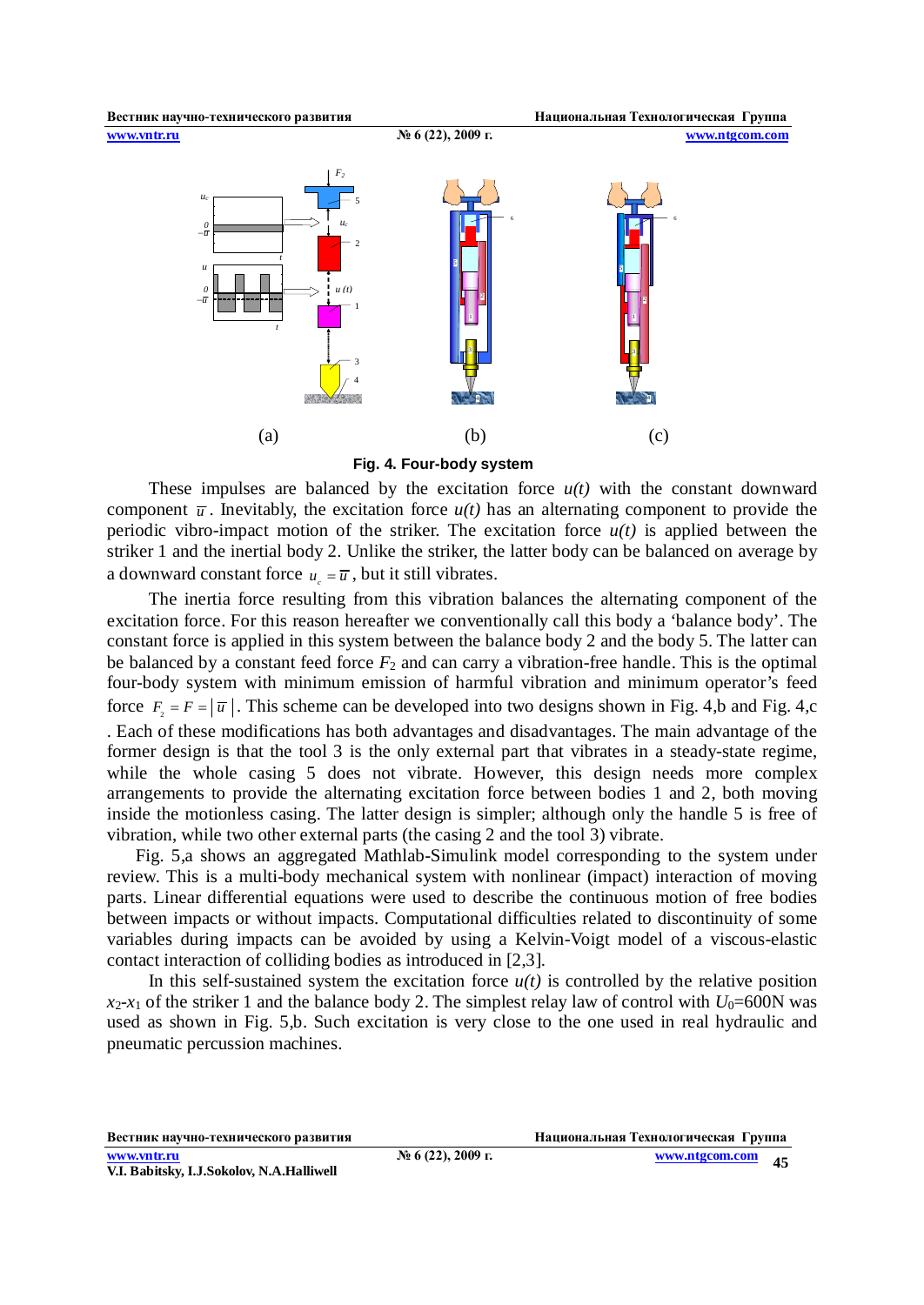(a) (b) (c)

**Fig. 4. Four-body system**

These impulses are balanced by the excitation force *u(t)* with the constant downward component $\bar{u}$. Inevitably, the excitation force *u(t)* has an alternating component to provide the periodic vibro-impact motion of the striker. The excitation force *u(t)* is applied between the striker 1 and the inertial body 2. Unlike the striker, the latter body can be balanced on average by a downward constant force $u_c = \bar{u}$, but it still vibrates.

The inertia force resulting from this vibration balances the alternating component of the excitation force. For this reason hereafter we conventionally call this body a 'balance body'. The constant force is applied in this system between the balance body 2 and the body 5. The latter can be balanced by a constant feed force $F_2$ and can carry a vibration-free handle. This is the optimal four-body system with minimum emission of harmful vibration and minimum operator's feed force $F_2 = F = |\bar{u}|$. This scheme can be developed into two designs shown in Fig. 4,b and Fig. 4,c . Each of these modifications has both advantages and disadvantages. The main advantage of the former design is that the tool 3 is the only external part that vibrates in a steady-state regime, while the whole casing 5 does not vibrate. However, this design needs more complex arrangements to provide the alternating excitation force between bodies 1 and 2, both moving inside the motionless casing. The latter design is simpler; although only the handle 5 is free of vibration, while two other external parts (the casing 2 and the tool 3) vibrate.

Fig. 5,a shows an aggregated Mathlab-Simulink model corresponding to the system under review. This is a multi-body mechanical system with nonlinear (impact) interaction of moving parts. Linear differential equations were used to describe the continuous motion of free bodies between impacts or without impacts. Computational difficulties related to discontinuity of some variables during impacts can be avoided by using a Kelvin-Voigt model of a viscous-elastic contact interaction of colliding bodies as introduced in [2,3].

In this self-sustained system the excitation force *u(t)* is controlled by the relative position $x_2$-$x_1$ of the striker 1 and the balance body 2. The simplest relay law of control with $U_0$=600N was used as shown in Fig. 5,b. Such excitation is very close to the one used in real hydraulic and pneumatic percussion machines.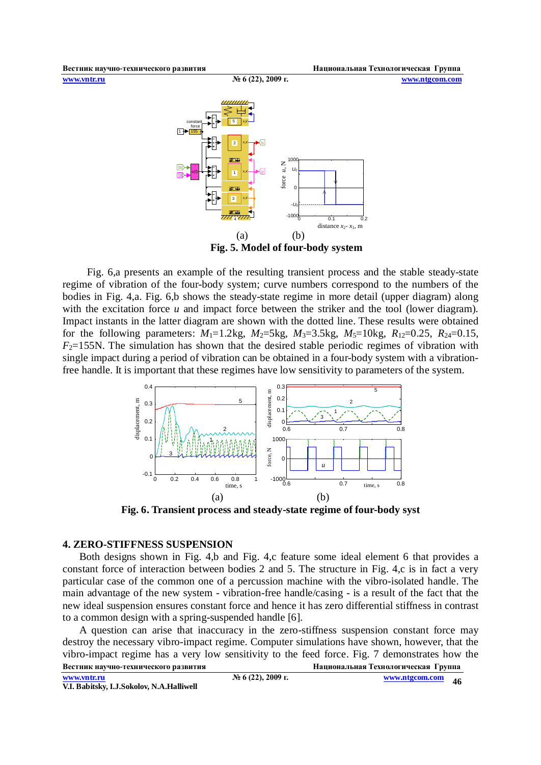(a) (b)

**Fig. 5. Model of four-body system**

Fig. 6,a presents an example of the resulting transient process and the stable steady-state regime of vibration of the four-body system; curve numbers correspond to the numbers of the bodies in Fig. 4,a. Fig. 6,b shows the steady-state regime in more detail (upper diagram) along with the excitation force *u* and impact force between the striker and the tool (lower diagram). Impact instants in the latter diagram are shown with the dotted line. These results were obtained for the following parameters: $M_1$=1.2kg, $M_2$=5kg, $M_3$=3.5kg, $M_5$=10kg, $R_{12}$=0.25, $R_{24}$=0.15, $F_2$=155N. The simulation has shown that the desired stable periodic regimes of vibration with single impact during a period of vibration can be obtained in a four-body system with a vibration-free handle. It is important that these regimes have low sensitivity to parameters of the system.

(a) (b)

**Fig. 6. Transient process and steady-state regime of four-body syst**

## 4. ZERO-STIFFNESS SUSPENSION

Both designs shown in Fig. 4,b and Fig. 4,c feature some ideal element 6 that provides a constant force of interaction between bodies 2 and 5. The structure in Fig. 4,c is in fact a very particular case of the common one of a percussion machine with the vibro-isolated handle. The main advantage of the new system - vibration-free handle/casing - is a result of the fact that the new ideal suspension ensures constant force and hence it has zero differential stiffness in contrast to a common design with a spring-suspended handle [6].

A question can arise that inaccuracy in the zero-stiffness suspension constant force may destroy the necessary vibro-impact regime. Computer simulations have shown, however, that the vibro-impact regime has a very low sensitivity to the feed force. Fig. 7 demonstrates how the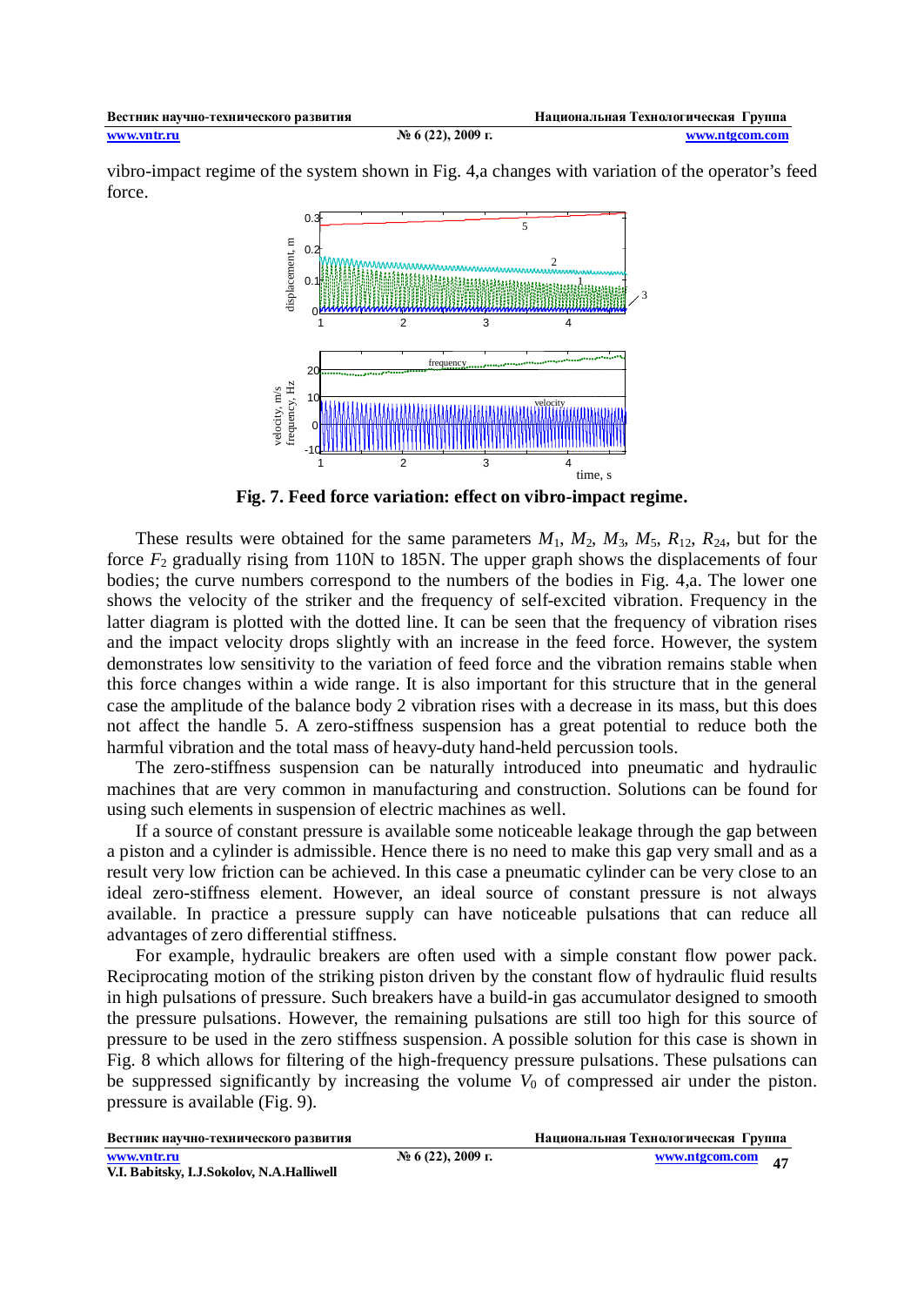vibro-impact regime of the system shown in Fig. 4,a changes with variation of the operator's feed force.

0.3
0.2
0.1
0
displacement, m
5
2
1
3
1
2
3
4

20
10
0
-10
velocity, m/s
frequency, Hz
frequency
velocity
1
2
3
4
time, s

**Fig. 7. Feed force variation: effect on vibro-impact regime.**

These results were obtained for the same parameters $M_1$, $M_2$, $M_3$, $M_5$, $R_{12}$, $R_{24}$, but for the force $F_2$ gradually rising from 110N to 185N. The upper graph shows the displacements of four bodies; the curve numbers correspond to the numbers of the bodies in Fig. 4,a. The lower one shows the velocity of the striker and the frequency of self-excited vibration. Frequency in the latter diagram is plotted with the dotted line. It can be seen that the frequency of vibration rises and the impact velocity drops slightly with an increase in the feed force. However, the system demonstrates low sensitivity to the variation of feed force and the vibration remains stable when this force changes within a wide range. It is also important for this structure that in the general case the amplitude of the balance body 2 vibration rises with a decrease in its mass, but this does not affect the handle 5. A zero-stiffness suspension has a great potential to reduce both the harmful vibration and the total mass of heavy-duty hand-held percussion tools.

The zero-stiffness suspension can be naturally introduced into pneumatic and hydraulic machines that are very common in manufacturing and construction. Solutions can be found for using such elements in suspension of electric machines as well.

If a source of constant pressure is available some noticeable leakage through the gap between a piston and a cylinder is admissible. Hence there is no need to make this gap very small and as a result very low friction can be achieved. In this case a pneumatic cylinder can be very close to an ideal zero-stiffness element. However, an ideal source of constant pressure is not always available. In practice a pressure supply can have noticeable pulsations that can reduce all advantages of zero differential stiffness.

For example, hydraulic breakers are often used with a simple constant flow power pack. Reciprocating motion of the striking piston driven by the constant flow of hydraulic fluid results in high pulsations of pressure. Such breakers have a build-in gas accumulator designed to smooth the pressure pulsations. However, the remaining pulsations are still too high for this source of pressure to be used in the zero stiffness suspension. A possible solution for this case is shown in Fig. 8 which allows for filtering of the high-frequency pressure pulsations. These pulsations can be suppressed significantly by increasing the volume $V_0$ of compressed air under the piston. pressure is available (Fig. 9).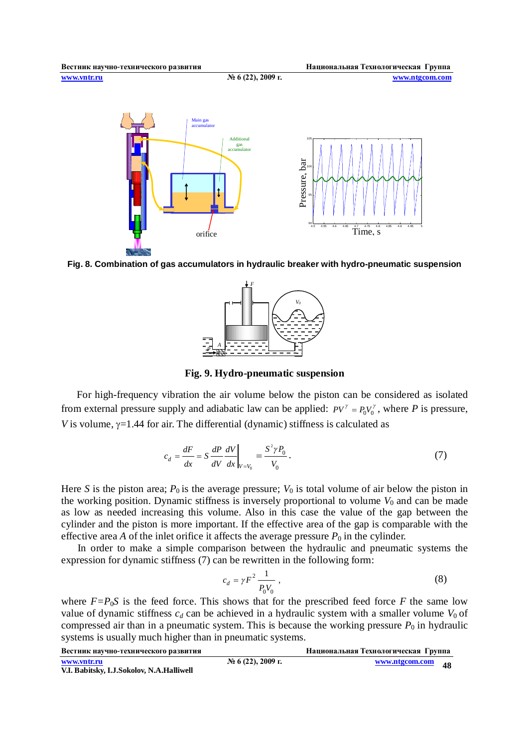Fig. 8. Combination of gas accumulators in hydraulic breaker with hydro-pneumatic suspension

**Fig. 9. Hydro-pneumatic suspension**

For high-frequency vibration the air volume below the piston can be considered as isolated from external pressure supply and adiabatic law can be applied: $PV^{\gamma} = P_0 V_0^{\gamma}$, where $P$ is pressure, $V$ is volume, $\gamma$=1.44 for air. The differential (dynamic) stiffness is calculated as

$$c_d = \frac{dF}{dx} = S \left. \frac{dP}{dV} \frac{dV}{dx} \right|_{V=V_0} = \frac{S^2 \gamma P_0}{V_0}. \tag{7}$$

Here $S$ is the piston area; $P_0$ is the average pressure; $V_0$ is total volume of air below the piston in the working position. Dynamic stiffness is inversely proportional to volume $V_0$ and can be made as low as needed increasing this volume. Also in this case the value of the gap between the cylinder and the piston is more important. If the effective area of the gap is comparable with the effective area $A$ of the inlet orifice it affects the average pressure $P_0$ in the cylinder.

In order to make a simple comparison between the hydraulic and pneumatic systems the expression for dynamic stiffness (7) can be rewritten in the following form:

$$c_d = \gamma F^2 \frac{1}{P_0 V_0}, \tag{8}$$

where $F=P_0 S$ is the feed force. This shows that for the prescribed feed force $F$ the same low value of dynamic stiffness $c_d$ can be achieved in a hydraulic system with a smaller volume $V_0$ of compressed air than in a pneumatic system. This is because the working pressure $P_0$ in hydraulic systems is usually much higher than in pneumatic systems.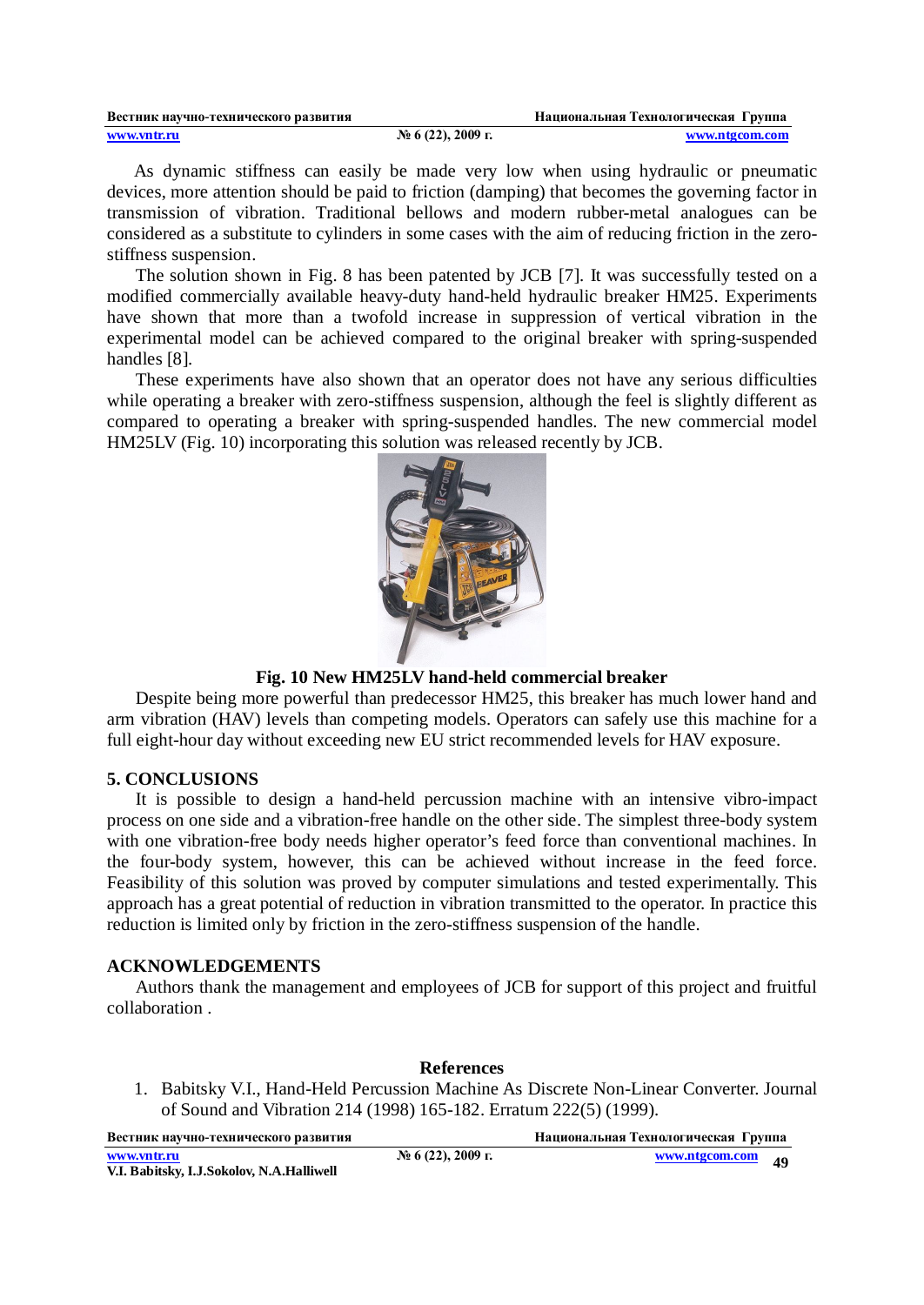As dynamic stiffness can easily be made very low when using hydraulic or pneumatic devices, more attention should be paid to friction (damping) that becomes the governing factor in transmission of vibration. Traditional bellows and modern rubber-metal analogues can be considered as a substitute to cylinders in some cases with the aim of reducing friction in the zero-stiffness suspension.

The solution shown in Fig. 8 has been patented by JCB [7]. It was successfully tested on a modified commercially available heavy-duty hand-held hydraulic breaker HM25. Experiments have shown that more than a twofold increase in suppression of vertical vibration in the experimental model can be achieved compared to the original breaker with spring-suspended handles [8].

These experiments have also shown that an operator does not have any serious difficulties while operating a breaker with zero-stiffness suspension, although the feel is slightly different as compared to operating a breaker with spring-suspended handles. The new commercial model HM25LV (Fig. 10) incorporating this solution was released recently by JCB.

**Fig. 10 New HM25LV hand-held commercial breaker**

Despite being more powerful than predecessor HM25, this breaker has much lower hand and arm vibration (HAV) levels than competing models. Operators can safely use this machine for a full eight-hour day without exceeding new EU strict recommended levels for HAV exposure.

## 5. CONCLUSIONS

It is possible to design a hand-held percussion machine with an intensive vibro-impact process on one side and a vibration-free handle on the other side. The simplest three-body system with one vibration-free body needs higher operator's feed force than conventional machines. In the four-body system, however, this can be achieved without increase in the feed force. Feasibility of this solution was proved by computer simulations and tested experimentally. This approach has a great potential of reduction in vibration transmitted to the operator. In practice this reduction is limited only by friction in the zero-stiffness suspension of the handle.

## ACKNOWLEDGEMENTS

Authors thank the management and employees of JCB for support of this project and fruitful collaboration .

## References

1. Babitsky V.I., Hand-Held Percussion Machine As Discrete Non-Linear Converter. Journal of Sound and Vibration 214 (1998) 165-182. Erratum 222(5) (1999).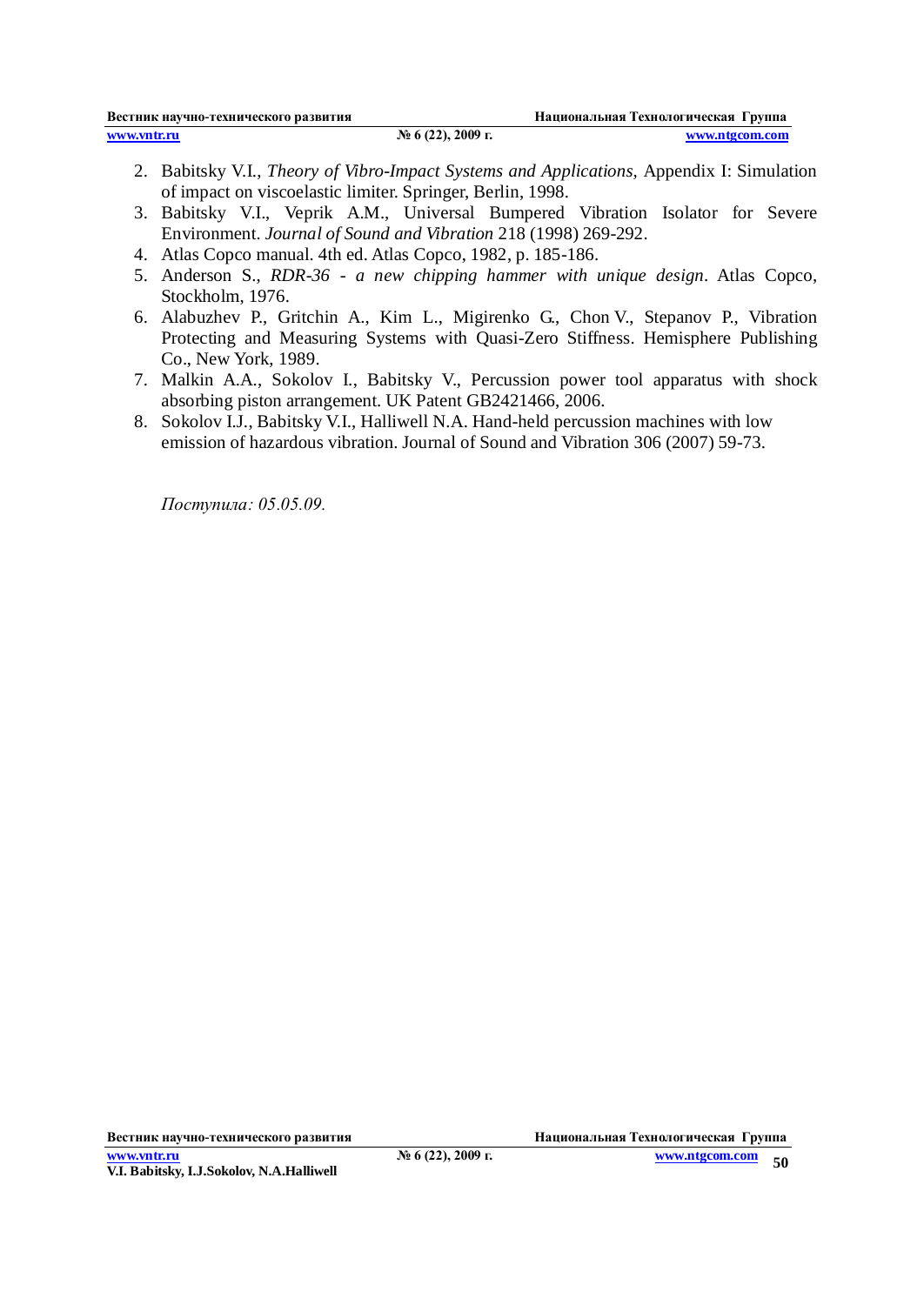2. Babitsky V.I., *Theory of Vibro-Impact Systems and Applications*, Appendix I: Simulation of impact on viscoelastic limiter. Springer, Berlin, 1998.
3. Babitsky V.I., Veprik A.M., Universal Bumpered Vibration Isolator for Severe Environment. *Journal of Sound and Vibration* 218 (1998) 269-292.
4. Atlas Copco manual. 4th ed. Atlas Copco, 1982, p. 185-186.
5. Anderson S., *RDR-36 - a new chipping hammer with unique design*. Atlas Copco, Stockholm, 1976.
6. Alabuzhev P., Gritchin A., Kim L., Migirenko G., Chon V., Stepanov P., Vibration Protecting and Measuring Systems with Quasi-Zero Stiffness. Hemisphere Publishing Co., New York, 1989.
7. Malkin A.A., Sokolov I., Babitsky V., Percussion power tool apparatus with shock absorbing piston arrangement. UK Patent GB2421466, 2006.
8. Sokolov I.J., Babitsky V.I., Halliwell N.A. Hand-held percussion machines with low emission of hazardous vibration. Journal of Sound and Vibration 306 (2007) 59-73.

*Поступила: 05.05.09.*